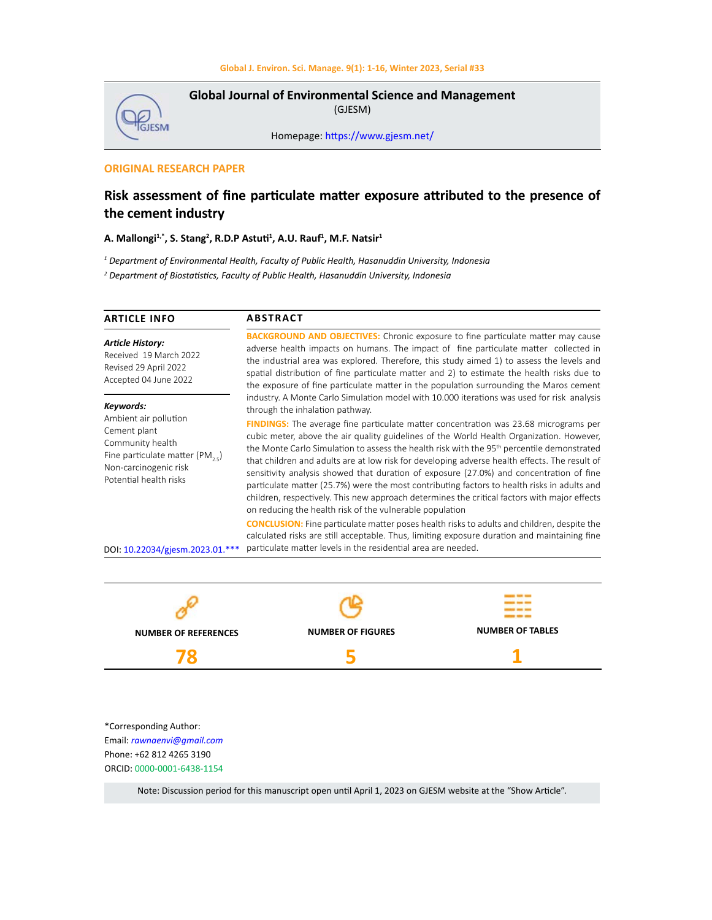# Global Journal of Environmental Science and Management

(GJESM)

Homepage: https://www.gjesm.net/

**ORIGINAL RESEARCH PAPER**

## Risk assessment of fine particulate matter exposure attributed to the presence of the cement industry

**A. Mallongi[1,*], S. Stang[2], R.D.P Astuti[1], A.U. Rauf[1], M.F. Natsir[1]**

*[1] Department of Environmental Health, Faculty of Public Health, Hasanuddin University, Indonesia*

*[2] Department of Biostatistics, Faculty of Public Health, Hasanuddin University, Indonesia*

### ARTICLE INFO

***Article History:***
Received 19 March 2022
Revised 29 April 2022
Accepted 04 June 2022

***Keywords:***
Ambient air pollution
Cement plant
Community health
Fine particulate matter ($PM_{2.5}$)
Non-carcinogenic risk
Potential health risks

DOI: 10.22034/gjesm.2023.01.***

### ABSTRACT

**BACKGROUND AND OBJECTIVES:** Chronic exposure to fine particulate matter may cause adverse health impacts on humans. The impact of fine particulate matter collected in the industrial area was explored. Therefore, this study aimed 1) to assess the levels and spatial distribution of fine particulate matter and 2) to estimate the health risks due to the exposure of fine particulate matter in the population surrounding the Maros cement industry. A Monte Carlo Simulation model with 10.000 iterations was used for risk analysis through the inhalation pathway.

**FINDINGS:** The average fine particulate matter concentration was 23.68 micrograms per cubic meter, above the air quality guidelines of the World Health Organization. However, the Monte Carlo Simulation to assess the health risk with the 95$^{th}$ percentile demonstrated that children and adults are at low risk for developing adverse health effects. The result of sensitivity analysis showed that duration of exposure (27.0%) and concentration of fine particulate matter (25.7%) were the most contributing factors to health risks in adults and children, respectively. This new approach determines the critical factors with major effects on reducing the health risk of the vulnerable population

**CONCLUSION:** Fine particulate matter poses health risks to adults and children, despite the calculated risks are still acceptable. Thus, limiting exposure duration and maintaining fine particulate matter levels in the residential area are needed.

| NUMBER OF REFERENCES | NUMBER OF FIGURES | NUMBER OF TABLES |
|---|---|---|
| 78 | 5 | 1 |

*Corresponding Author:
Email: *rawnaenvi@gmail.com*
Phone: +62 812 4265 3190
ORCID: 0000-0001-6438-1154

Note: Discussion period for this manuscript open until April 1, 2023 on GJESM website at the "Show Article".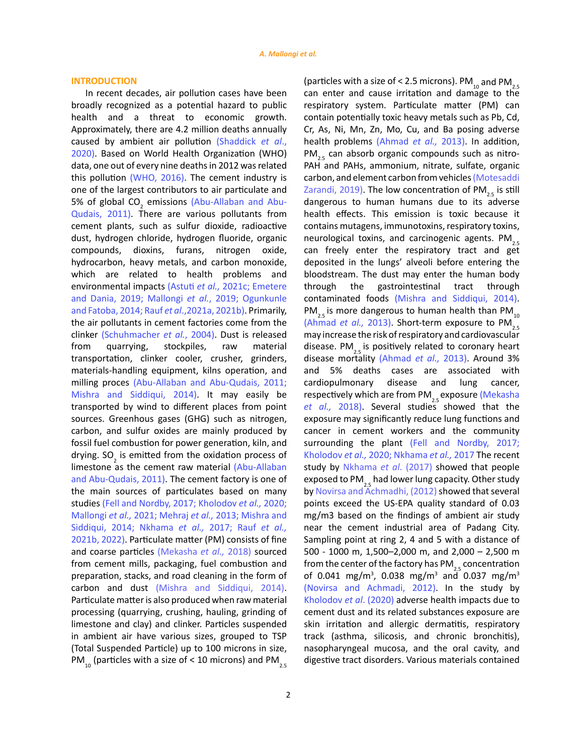## INTRODUCTION

In recent decades, air pollution cases have been broadly recognized as a potential hazard to public health and a threat to economic growth. Approximately, there are 4.2 million deaths annually caused by ambient air pollution (Shaddick *et al*., 2020). Based on World Health Organization (WHO) data, one out of every nine deaths in 2012 was related this pollution (WHO, 2016). The cement industry is one of the largest contributors to air particulate and 5% of global $CO_2$ emissions (Abu-Allaban and Abu-Qudais, 2011). There are various pollutants from cement plants, such as sulfur dioxide, radioactive dust, hydrogen chloride, hydrogen fluoride, organic compounds, dioxins, furans, nitrogen oxide, hydrocarbon, heavy metals, and carbon monoxide, which are related to health problems and environmental impacts (Astuti *et al.*, 2021c; Emetere and Dania, 2019; Mallongi *et al.*, 2019; Ogunkunle and Fatoba, 2014; Rauf *et al*.,2021a, 2021b). Primarily, the air pollutants in cement factories come from the clinker (Schuhmacher *et al.*, 2004). Dust is released from quarrying, stockpiles, raw material transportation, clinker cooler, crusher, grinders, materials-handling equipment, kilns operation, and milling proces (Abu-Allaban and Abu-Qudais, 2011; Mishra and Siddiqui, 2014). It may easily be transported by wind to different places from point sources. Greenhous gases (GHG) such as nitrogen, carbon, and sulfur oxides are mainly produced by fossil fuel combustion for power generation, kiln, and drying. $SO_2$ is emitted from the oxidation process of limestone as the cement raw material (Abu-Allaban and Abu-Qudais, 2011). The cement factory is one of the main sources of particulates based on many studies (Fell and Nordby, 2017; Kholodov *et al.*, 2020; Mallongi *et al.,* 2021; Mehraj *et al.,* 2013; Mishra and Siddiqui, 2014; Nkhama *et al.,* 2017; Rauf *et al.,* 2021b, 2022). Particulate matter (PM) consists of fine and coarse particles (Mekasha *et al.,* 2018) sourced from cement mills, packaging, fuel combustion and preparation, stacks, and road cleaning in the form of carbon and dust (Mishra and Siddiqui, 2014). Particulate matter is also produced when raw material processing (quarrying, crushing, hauling, grinding of limestone and clay) and clinker. Particles suspended in ambient air have various sizes, grouped to TSP (Total Suspended Particle) up to 100 microns in size, $PM_{10}$ (particles with a size of < 10 microns) and $PM_{2.5}$ (particles with a size of < 2.5 microns). $PM_{10}$ and $PM_{2.5}$ can enter and cause irritation and damage to the respiratory system. Particulate matter (PM) can contain potentially toxic heavy metals such as Pb, Cd, Cr, As, Ni, Mn, Zn, Mo, Cu, and Ba posing adverse health problems (Ahmad *et al.,* 2013). In addition, $PM_{2.5}$ can absorb organic compounds such as nitro-PAH and PAHs, ammonium, nitrate, sulfate, organic carbon, and element carbon from vehicles (Motesaddi Zarandi, 2019). The low concentration of $PM_{2.5}$ is still dangerous to human humans due to its adverse health effects. This emission is toxic because it contains mutagens, immunotoxins, respiratory toxins, neurological toxins, and carcinogenic agents. $PM_{2.5}$ can freely enter the respiratory tract and get deposited in the lungs' alveoli before entering the bloodstream. The dust may enter the human body through the gastrointestinal tract through contaminated foods (Mishra and Siddiqui, 2014). $PM_{2.5}$ is more dangerous to human health than $PM_{10}$ (Ahmad *et al.,* 2013). Short-term exposure to $PM_{2.5}$ may increase the risk of respiratory and cardiovascular disease. $PM_{2.5}$ is positively related to coronary heart disease mortality (Ahmad *et al.,* 2013). Around 3% and 5% deaths cases are associated with cardiopulmonary disease and lung cancer, respectively which are from $PM_{2.5}$ exposure (Mekasha *et al.,* 2018). Several studies showed that the exposure may significantly reduce lung functions and cancer in cement workers and the community surrounding the plant (Fell and Nordby, 2017; Kholodov *et al.,* 2020; Nkhama *et al.,* 2017 The recent study by Nkhama *et al*. (2017) showed that people exposed to $PM_{2.5}$ had lower lung capacity. Other study by Novirsa and Achmadhi, (2012) showed that several points exceed the US-EPA quality standard of 0.03 mg/m3 based on the findings of ambient air study near the cement industrial area of Padang City. Sampling point at ring 2, 4 and 5 with a distance of 500 - 1000 m, 1,500–2,000 m, and 2,000 – 2,500 m from the center of the factory has $PM_{2.5}$ concentration of 0.041 $mg/m^3$, 0.038 $mg/m^3$ and 0.037 $mg/m^3$ (Novirsa and Achmadi, 2012). In the study by Kholodov *et al*. (2020) adverse health impacts due to cement dust and its related substances exposure are skin irritation and allergic dermatitis, respiratory track (asthma, silicosis, and chronic bronchitis), nasopharyngeal mucosa, and the oral cavity, and digestive tract disorders. Various materials contained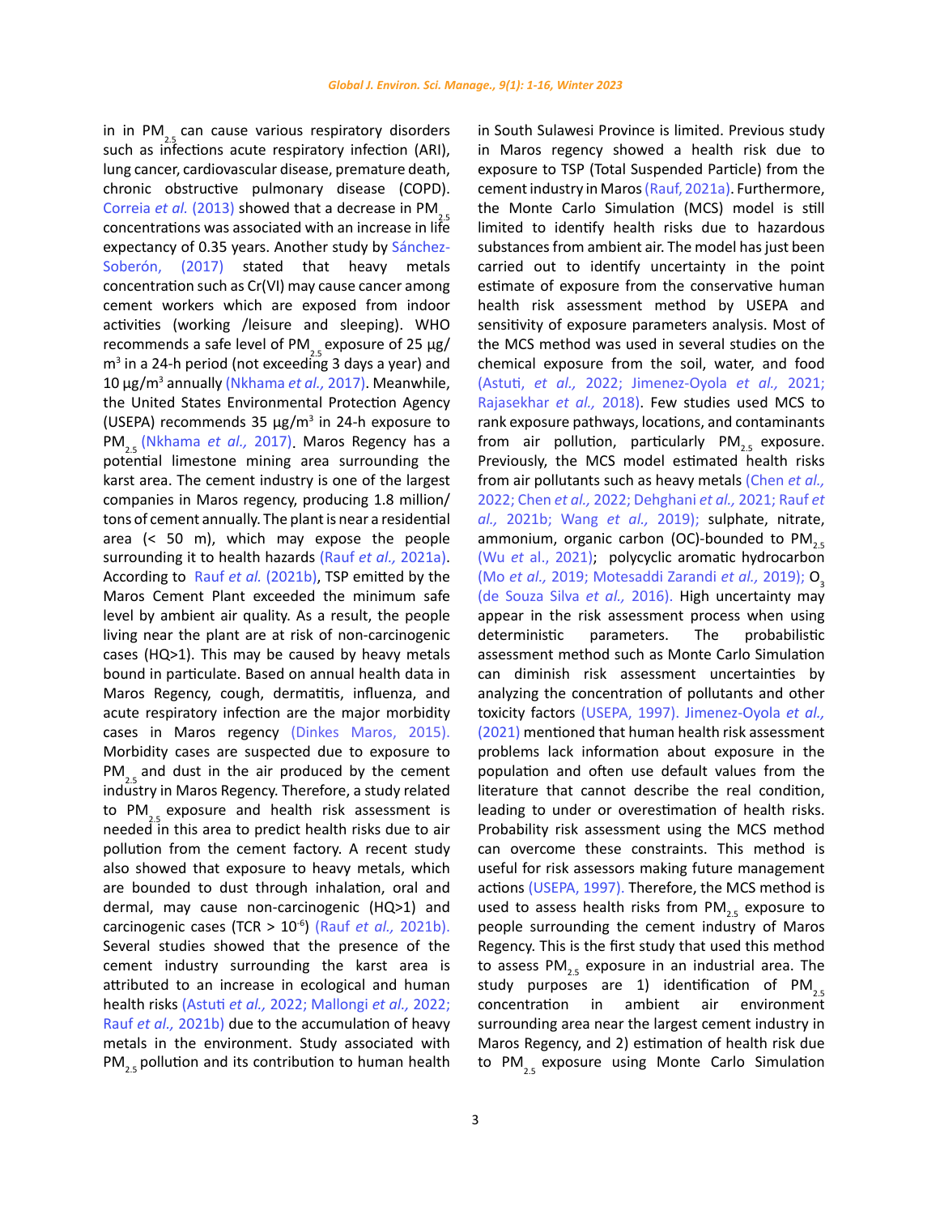in in $PM_{2.5}$ can cause various respiratory disorders such as infections acute respiratory infection (ARI), lung cancer, cardiovascular disease, premature death, chronic obstructive pulmonary disease (COPD). Correia *et al.* (2013) showed that a decrease in $PM_{2.5}$ concentrations was associated with an increase in life expectancy of 0.35 years. Another study by Sánchez-Soberón, (2017) stated that heavy metals concentration such as Cr(VI) may cause cancer among cement workers which are exposed from indoor activities (working /leisure and sleeping). WHO recommends a safe level of $PM_{2.5}$ exposure of 25 µg/m$^3$ in a 24-h period (not exceeding 3 days a year) and 10 µg/m$^3$ annually (Nkhama *et al.,* 2017). Meanwhile, the United States Environmental Protection Agency (USEPA) recommends 35 µg/m$^3$ in 24-h exposure to $PM_{2.5}$ (Nkhama *et al.,* 2017). Maros Regency has a potential limestone mining area surrounding the karst area. The cement industry is one of the largest companies in Maros regency, producing 1.8 million/tons of cement annually. The plant is near a residential area (< 50 m), which may expose the people surrounding it to health hazards (Rauf *et al.,* 2021a). According to Rauf *et al.* (2021b), TSP emitted by the Maros Cement Plant exceeded the minimum safe level by ambient air quality. As a result, the people living near the plant are at risk of non-carcinogenic cases (HQ>1). This may be caused by heavy metals bound in particulate. Based on annual health data in Maros Regency, cough, dermatitis, influenza, and acute respiratory infection are the major morbidity cases in Maros regency (Dinkes Maros, 2015). Morbidity cases are suspected due to exposure to $PM_{2.5}$ and dust in the air produced by the cement industry in Maros Regency. Therefore, a study related to $PM_{2.5}$ exposure and health risk assessment is needed in this area to predict health risks due to air pollution from the cement factory. A recent study also showed that exposure to heavy metals, which are bounded to dust through inhalation, oral and dermal, may cause non-carcinogenic (HQ>1) and carcinogenic cases (TCR > $10^{-6}$) (Rauf *et al.,* 2021b). Several studies showed that the presence of the cement industry surrounding the karst area is attributed to an increase in ecological and human health risks (Astuti *et al.,* 2022; Mallongi *et al.,* 2022; Rauf *et al.,* 2021b) due to the accumulation of heavy metals in the environment. Study associated with $PM_{2.5}$ pollution and its contribution to human health in South Sulawesi Province is limited. Previous study in Maros regency showed a health risk due to exposure to TSP (Total Suspended Particle) from the cement industry in Maros (Rauf, 2021a). Furthermore, the Monte Carlo Simulation (MCS) model is still limited to identify health risks due to hazardous substances from ambient air. The model has just been carried out to identify uncertainty in the point estimate of exposure from the conservative human health risk assessment method by USEPA and sensitivity of exposure parameters analysis. Most of the MCS method was used in several studies on the chemical exposure from the soil, water, and food (Astuti, *et al.,* 2022; Jimenez-Oyola *et al.,* 2021; Rajasekhar *et al.,* 2018). Few studies used MCS to rank exposure pathways, locations, and contaminants from air pollution, particularly $PM_{2.5}$ exposure. Previously, the MCS model estimated health risks from air pollutants such as heavy metals (Chen *et al.,* 2022; Chen *et al.,* 2022; Dehghani *et al.,* 2021; Rauf *et al.,* 2021b; Wang *et al.,* 2019); sulphate, nitrate, ammonium, organic carbon (OC)-bounded to $PM_{2.5}$ (Wu *et* al., 2021); polycyclic aromatic hydrocarbon (Mo *et al.,* 2019; Motesaddi Zarandi *et al.,* 2019); $O_3$ (de Souza Silva *et al.,* 2016). High uncertainty may appear in the risk assessment process when using deterministic parameters. The probabilistic assessment method such as Monte Carlo Simulation can diminish risk assessment uncertainties by analyzing the concentration of pollutants and other toxicity factors (USEPA, 1997). Jimenez-Oyola *et al.,* (2021) mentioned that human health risk assessment problems lack information about exposure in the population and often use default values from the literature that cannot describe the real condition, leading to under or overestimation of health risks. Probability risk assessment using the MCS method can overcome these constraints. This method is useful for risk assessors making future management actions (USEPA, 1997). Therefore, the MCS method is used to assess health risks from $PM_{2.5}$ exposure to people surrounding the cement industry of Maros Regency. This is the first study that used this method to assess $PM_{2.5}$ exposure in an industrial area. The study purposes are 1) identification of $PM_{2.5}$ concentration in ambient air environment surrounding area near the largest cement industry in Maros Regency, and 2) estimation of health risk due to $PM_{2.5}$ exposure using Monte Carlo Simulation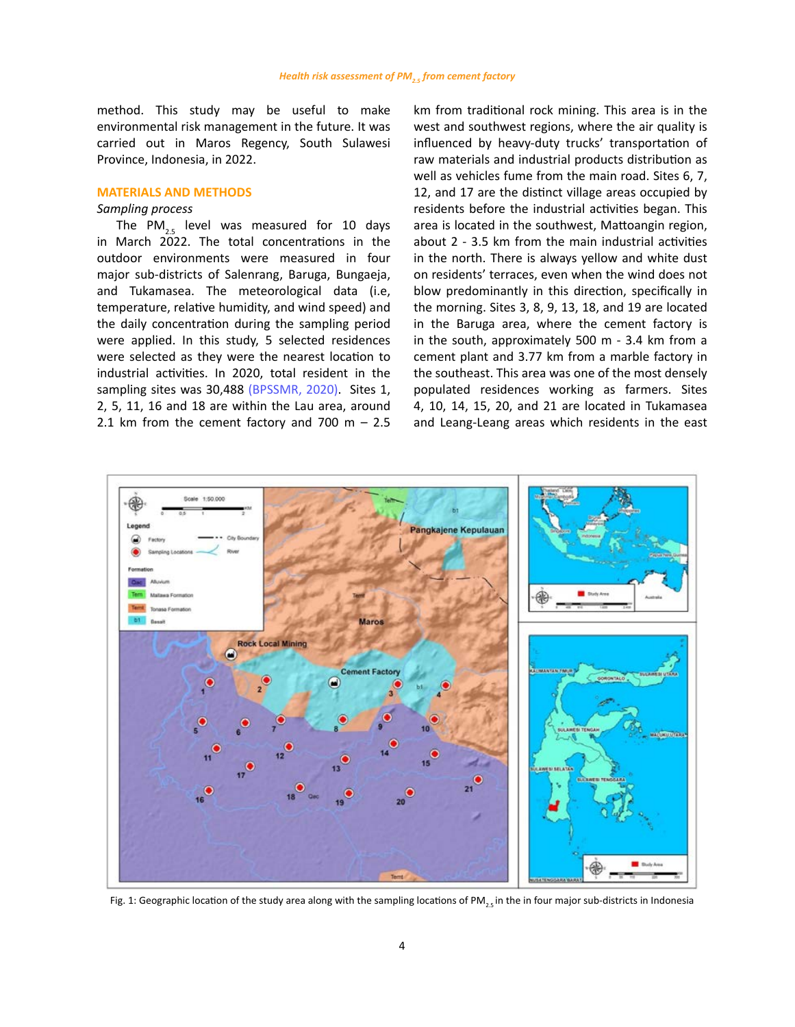method. This study may be useful to make environmental risk management in the future. It was carried out in Maros Regency, South Sulawesi Province, Indonesia, in 2022.

## MATERIALS AND METHODS

### *Sampling process*

The $PM_{2.5}$ level was measured for 10 days in March 2022. The total concentrations in the outdoor environments were measured in four major sub-districts of Salenrang, Baruga, Bungaeja, and Tukamasea. The meteorological data (i.e, temperature, relative humidity, and wind speed) and the daily concentration during the sampling period were applied. In this study, 5 selected residences were selected as they were the nearest location to industrial activities. In 2020, total resident in the sampling sites was 30,488 (BPSSMR, 2020). Sites 1, 2, 5, 11, 16 and 18 are within the Lau area, around 2.1 km from the cement factory and 700 m – 2.5 km from traditional rock mining. This area is in the west and southwest regions, where the air quality is influenced by heavy-duty trucks' transportation of raw materials and industrial products distribution as well as vehicles fume from the main road. Sites 6, 7, 12, and 17 are the distinct village areas occupied by residents before the industrial activities began. This area is located in the southwest, Mattoangin region, about 2 - 3.5 km from the main industrial activities in the north. There is always yellow and white dust on residents' terraces, even when the wind does not blow predominantly in this direction, specifically in the morning. Sites 3, 8, 9, 13, 18, and 19 are located in the Baruga area, where the cement factory is in the south, approximately 500 m - 3.4 km from a cement plant and 3.77 km from a marble factory in the southeast. This area was one of the most densely populated residences working as farmers. Sites 4, 10, 14, 15, 20, and 21 are located in Tukamasea and Leang-Leang areas which residents in the east

Fig. 1: Geographic location of the study area along with the sampling locations of $PM_{2.5}$ in the in four major sub-districts in Indonesia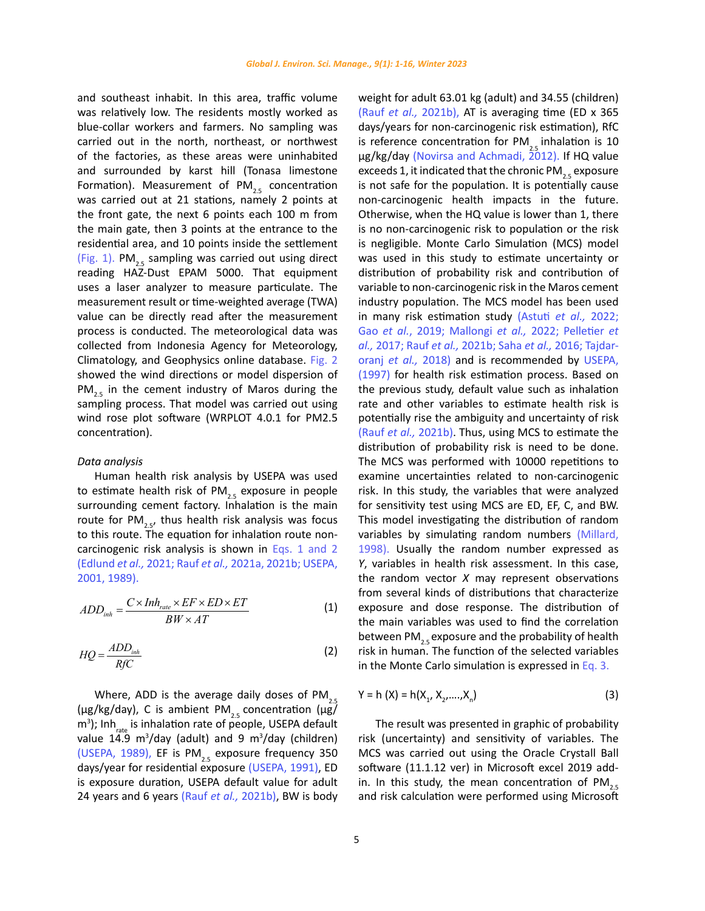and southeast inhabit. In this area, traffic volume was relatively low. The residents mostly worked as blue-collar workers and farmers. No sampling was carried out in the north, northeast, or northwest of the factories, as these areas were uninhabited and surrounded by karst hill (Tonasa limestone Formation). Measurement of $PM_{2.5}$ concentration was carried out at 21 stations, namely 2 points at the front gate, the next 6 points each 100 m from the main gate, then 3 points at the entrance to the residential area, and 10 points inside the settlement (Fig. 1). $PM_{2.5}$ sampling was carried out using direct reading HAZ-Dust EPAM 5000. That equipment uses a laser analyzer to measure particulate. The measurement result or time-weighted average (TWA) value can be directly read after the measurement process is conducted. The meteorological data was collected from Indonesia Agency for Meteorology, Climatology, and Geophysics online database. Fig. 2 showed the wind directions or model dispersion of $PM_{2.5}$ in the cement industry of Maros during the sampling process. That model was carried out using wind rose plot software (WRPLOT 4.0.1 for PM2.5 concentration).

*Data analysis*

Human health risk analysis by USEPA was used to estimate health risk of $PM_{2.5}$ exposure in people surrounding cement factory. Inhalation is the main route for $PM_{2.5}$, thus health risk analysis was focus to this route. The equation for inhalation route non-carcinogenic risk analysis is shown in Eqs. 1 and 2 (Edlund *et al.,* 2021; Rauf *et al.,* 2021a, 2021b; USEPA, 2001, 1989).

$$ADD_{inh} = \frac{C \times Inh_{rate} \times EF \times ED \times ET}{BW \times AT} \quad (1)$$

$$HQ = \frac{ADD_{inh}}{RfC} \quad (2)$$

Where, ADD is the average daily doses of $PM_{2.5}$ (µg/kg/day), C is ambient $PM_{2.5}$ concentration (µg/$m^3$); $Inh_{rate}$ is inhalation rate of people, USEPA default value 14.9 $m^3$/day (adult) and 9 $m^3$/day (children) (USEPA, 1989), EF is $PM_{2.5}$ exposure frequency 350 days/year for residential exposure (USEPA, 1991), ED is exposure duration, USEPA default value for adult 24 years and 6 years (Rauf *et al.,* 2021b), BW is body weight for adult 63.01 kg (adult) and 34.55 (children) (Rauf *et al.,* 2021b), AT is averaging time (ED x 365 days/years for non-carcinogenic risk estimation), RfC is reference concentration for $PM_{2.5}$ inhalation is 10 µg/kg/day (Novirsa and Achmadi, 2012). If HQ value exceeds 1, it indicated that the chronic $PM_{2.5}$ exposure is not safe for the population. It is potentially cause non-carcinogenic health impacts in the future. Otherwise, when the HQ value is lower than 1, there is no non-carcinogenic risk to population or the risk is negligible. Monte Carlo Simulation (MCS) model was used in this study to estimate uncertainty or distribution of probability risk and contribution of variable to non-carcinogenic risk in the Maros cement industry population. The MCS model has been used in many risk estimation study (Astuti *et al.,* 2022; Gao *et al.*, 2019; Mallongi *et al.,* 2022; Pelletier *et al.,* 2017; Rauf *et al.,* 2021b; Saha *et al.,* 2016; Tajdar-oranj *et al.,* 2018) and is recommended by USEPA, (1997) for health risk estimation process. Based on the previous study, default value such as inhalation rate and other variables to estimate health risk is potentially rise the ambiguity and uncertainty of risk (Rauf *et al.,* 2021b). Thus, using MCS to estimate the distribution of probability risk is need to be done. The MCS was performed with 10000 repetitions to examine uncertainties related to non-carcinogenic risk. In this study, the variables that were analyzed for sensitivity test using MCS are ED, EF, C, and BW. This model investigating the distribution of random variables by simulating random numbers (Millard, 1998). Usually the random number expressed as *Y*, variables in health risk assessment. In this case, the random vector *X* may represent observations from several kinds of distributions that characterize exposure and dose response. The distribution of the main variables was used to find the correlation between $PM_{2.5}$ exposure and the probability of health risk in human. The function of the selected variables in the Monte Carlo simulation is expressed in Eq. 3.

$$Y = h(X) = h(X_1, X_2, \ldots, X_n) \quad (3)$$

The result was presented in graphic of probability risk (uncertainty) and sensitivity of variables. The MCS was carried out using the Oracle Crystall Ball software (11.1.12 ver) in Microsoft excel 2019 add-in. In this study, the mean concentration of $PM_{2.5}$ and risk calculation were performed using Microsoft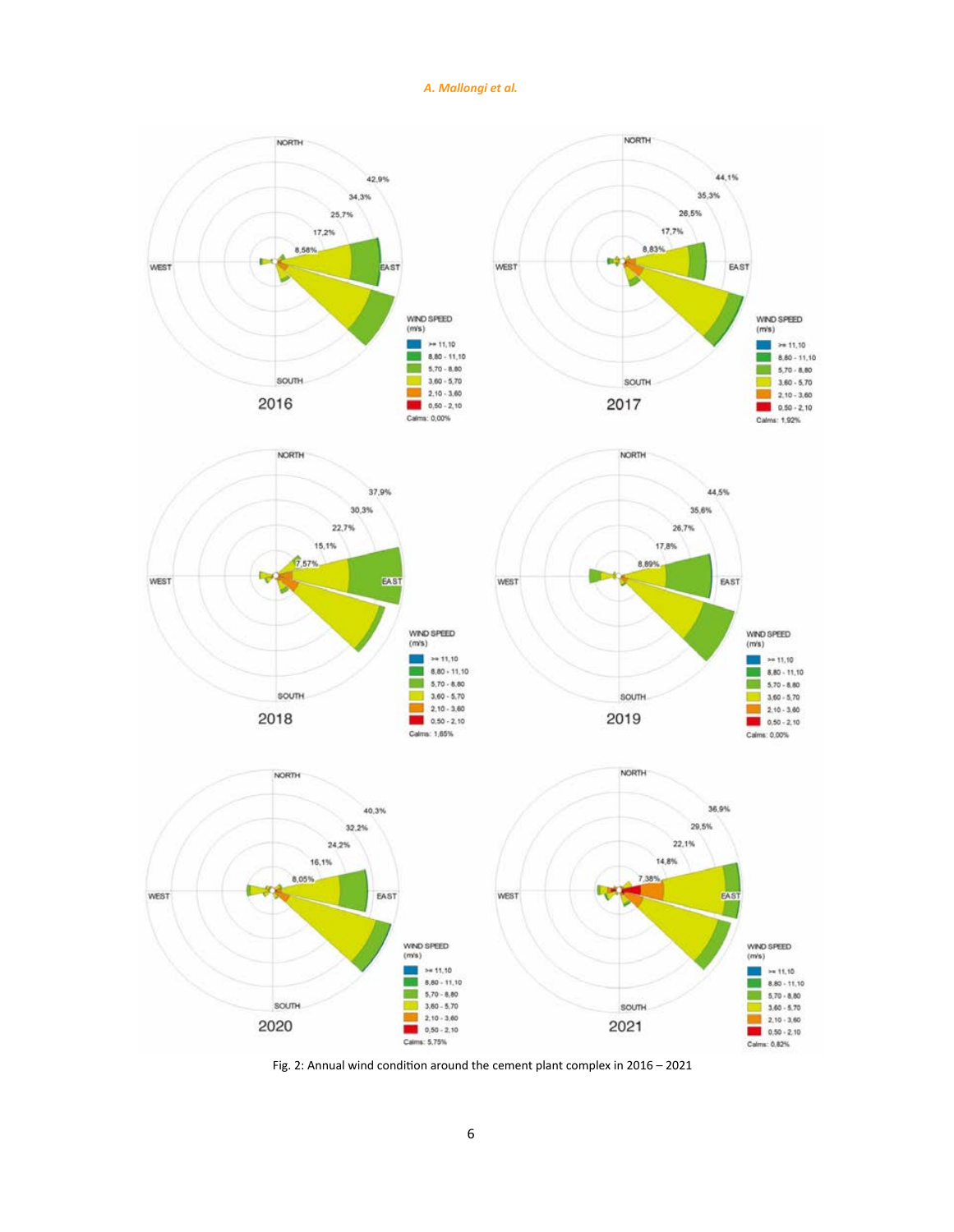Fig. 2: Annual wind condition around the cement plant complex in 2016 – 2021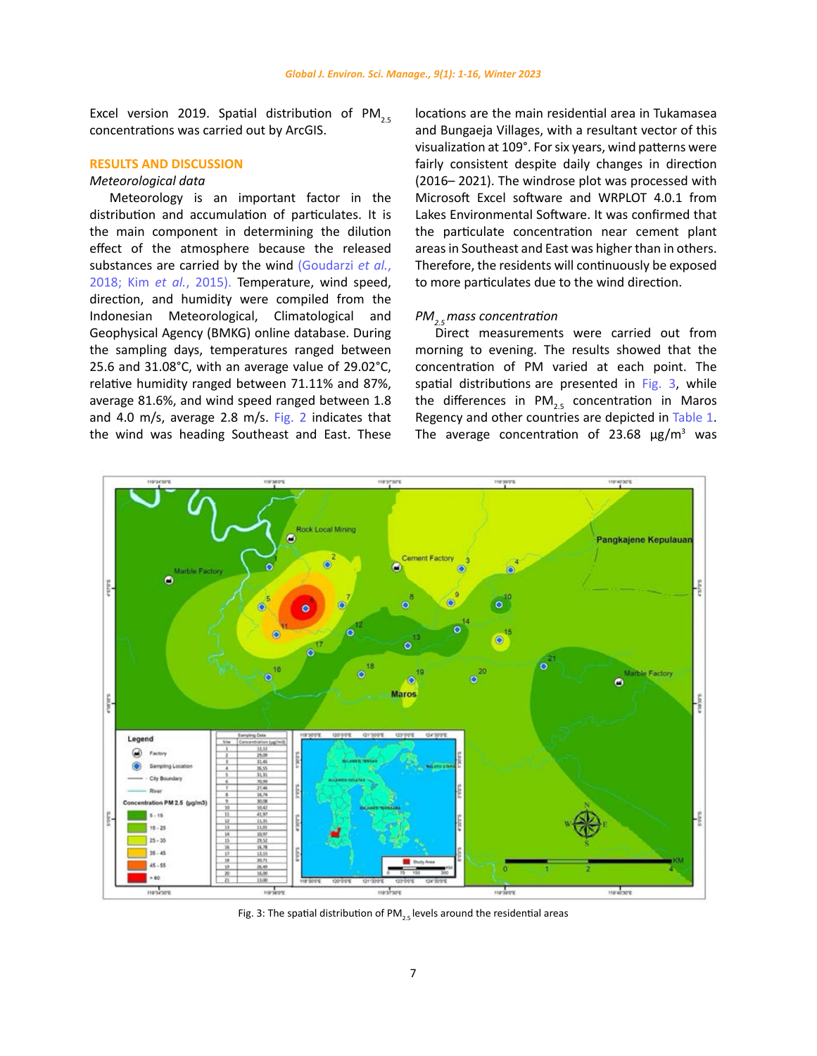Excel version 2019. Spatial distribution of $PM_{2.5}$ concentrations was carried out by ArcGIS.

## RESULTS AND DISCUSSION

### *Meteorological data*

Meteorology is an important factor in the distribution and accumulation of particulates. It is the main component in determining the dilution effect of the atmosphere because the released substances are carried by the wind (Goudarzi *et al.*, 2018; Kim *et al.*, 2015). Temperature, wind speed, direction, and humidity were compiled from the Indonesian Meteorological, Climatological and Geophysical Agency (BMKG) online database. During the sampling days, temperatures ranged between 25.6 and 31.08°C, with an average value of 29.02°C, relative humidity ranged between 71.11% and 87%, average 81.6%, and wind speed ranged between 1.8 and 4.0 m/s, average 2.8 m/s. Fig. 2 indicates that the wind was heading Southeast and East. These locations are the main residential area in Tukamasea and Bungaeja Villages, with a resultant vector of this visualization at 109°. For six years, wind patterns were fairly consistent despite daily changes in direction (2016– 2021). The windrose plot was processed with Microsoft Excel software and WRPLOT 4.0.1 from Lakes Environmental Software. It was confirmed that the particulate concentration near cement plant areas in Southeast and East was higher than in others. Therefore, the residents will continuously be exposed to more particulates due to the wind direction.

### *$PM_{2.5}$ mass concentration*

Direct measurements were carried out from morning to evening. The results showed that the concentration of PM varied at each point. The spatial distributions are presented in Fig. 3, while the differences in $PM_{2.5}$ concentration in Maros Regency and other countries are depicted in Table 1. The average concentration of 23.68 μg/m³ was

Fig. 3: The spatial distribution of $PM_{2.5}$ levels around the residential areas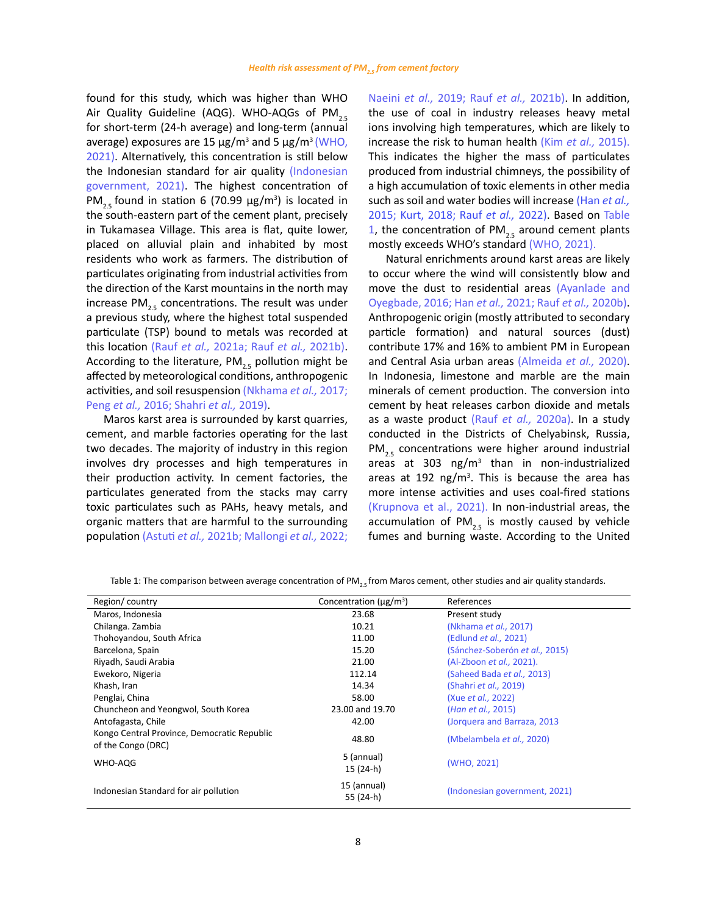found for this study, which was higher than WHO Air Quality Guideline (AQG). WHO-AQGs of $PM_{2.5}$ for short-term (24-h average) and long-term (annual average) exposures are 15 µg/m$^3$ and 5 µg/m$^3$ (WHO, 2021). Alternatively, this concentration is still below the Indonesian standard for air quality (Indonesian government, 2021). The highest concentration of $PM_{2.5}$ found in station 6 (70.99 µg/m$^3$) is located in the south-eastern part of the cement plant, precisely in Tukamasea Village. This area is flat, quite lower, placed on alluvial plain and inhabited by most residents who work as farmers. The distribution of particulates originating from industrial activities from the direction of the Karst mountains in the north may increase $PM_{2.5}$ concentrations. The result was under a previous study, where the highest total suspended particulate (TSP) bound to metals was recorded at this location (Rauf *et al.,* 2021a; Rauf *et al.,* 2021b). According to the literature, $PM_{2.5}$ pollution might be affected by meteorological conditions, anthropogenic activities, and soil resuspension (Nkhama *et al.,* 2017; Peng *et al.,* 2016; Shahri *et al.,* 2019).

Maros karst area is surrounded by karst quarries, cement, and marble factories operating for the last two decades. The majority of industry in this region involves dry processes and high temperatures in their production activity. In cement factories, the particulates generated from the stacks may carry toxic particulates such as PAHs, heavy metals, and organic matters that are harmful to the surrounding population (Astuti *et al.,* 2021b; Mallongi *et al.,* 2022; Naeini *et al.,* 2019; Rauf *et al.,* 2021b). In addition, the use of coal in industry releases heavy metal ions involving high temperatures, which are likely to increase the risk to human health (Kim *et al.,* 2015). This indicates the higher the mass of particulates produced from industrial chimneys, the possibility of a high accumulation of toxic elements in other media such as soil and water bodies will increase (Han *et al.,* 2015; Kurt, 2018; Rauf *et al.,* 2022). Based on Table 1, the concentration of $PM_{2.5}$ around cement plants mostly exceeds WHO's standard (WHO, 2021).

Natural enrichments around karst areas are likely to occur where the wind will consistently blow and move the dust to residential areas (Ayanlade and Oyegbade, 2016; Han *et al.,* 2021; Rauf *et al.,* 2020b). Anthropogenic origin (mostly attributed to secondary particle formation) and natural sources (dust) contribute 17% and 16% to ambient PM in European and Central Asia urban areas (Almeida *et al.,* 2020). In Indonesia, limestone and marble are the main minerals of cement production. The conversion into cement by heat releases carbon dioxide and metals as a waste product (Rauf *et al.,* 2020a). In a study conducted in the Districts of Chelyabinsk, Russia, $PM_{2.5}$ concentrations were higher around industrial areas at 303 ng/m$^3$ than in non-industrialized areas at 192 ng/m$^3$. This is because the area has more intense activities and uses coal-fired stations (Krupnova et al., 2021). In non-industrial areas, the accumulation of $PM_{2.5}$ is mostly caused by vehicle fumes and burning waste. According to the United

Table 1: The comparison between average concentration of $PM_{2.5}$ from Maros cement, other studies and air quality standards.

| Region/ country | Concentration (µg/m$^3$) | References |
|---|---|---|
| Maros, Indonesia | 23.68 | Present study |
| Chilanga. Zambia | 10.21 | (Nkhama *et al.,* 2017) |
| Thohoyandou, South Africa | 11.00 | (Edlund *et al.,* 2021) |
| Barcelona, Spain | 15.20 | (Sánchez-Soberón *et al.,* 2015) |
| Riyadh, Saudi Arabia | 21.00 | (Al-Zboon *et al.,* 2021). |
| Ewekoro, Nigeria | 112.14 | (Saheed Bada *et al.,* 2013) |
| Khash, Iran | 14.34 | (Shahri *et al.,* 2019) |
| Penglai, China | 58.00 | (Xue *et al.,* 2022) |
| Chuncheon and Yeongwol, South Korea | 23.00 and 19.70 | (*Han et al.,* 2015) |
| Antofagasta, Chile | 42.00 | (Jorquera and Barraza, 2013 |
| Kongo Central Province, Democratic Republic of the Congo (DRC) | 48.80 | (Mbelambela *et al.,* 2020) |
| WHO-AQG | 5 (annual)<br>15 (24-h) | (WHO, 2021) |
| Indonesian Standard for air pollution | 15 (annual)<br>55 (24-h) | (Indonesian government, 2021) |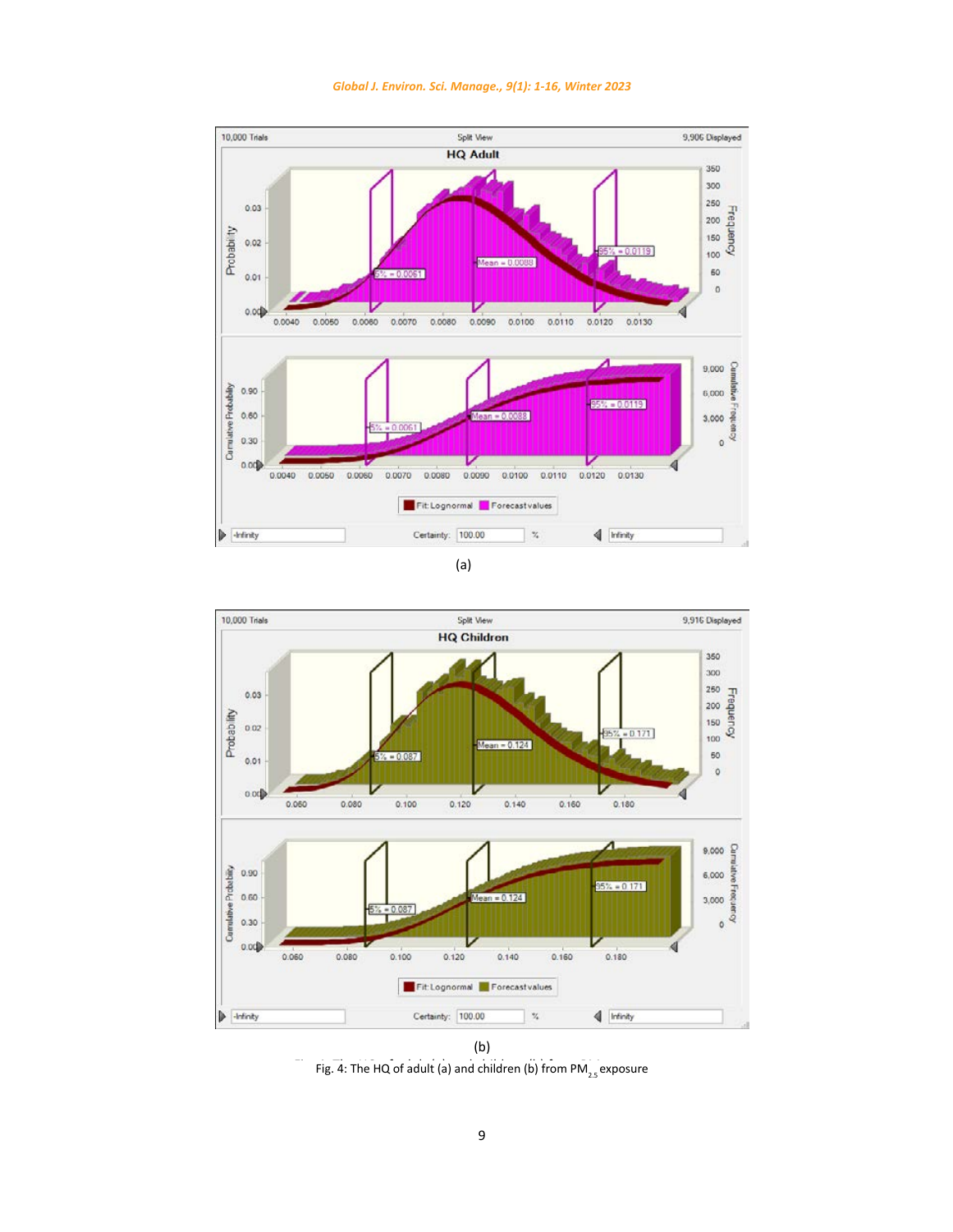(a)

(b)

Fig. 4: The HQ of adult (a) and children (b) from $PM_{2.5}$ exposure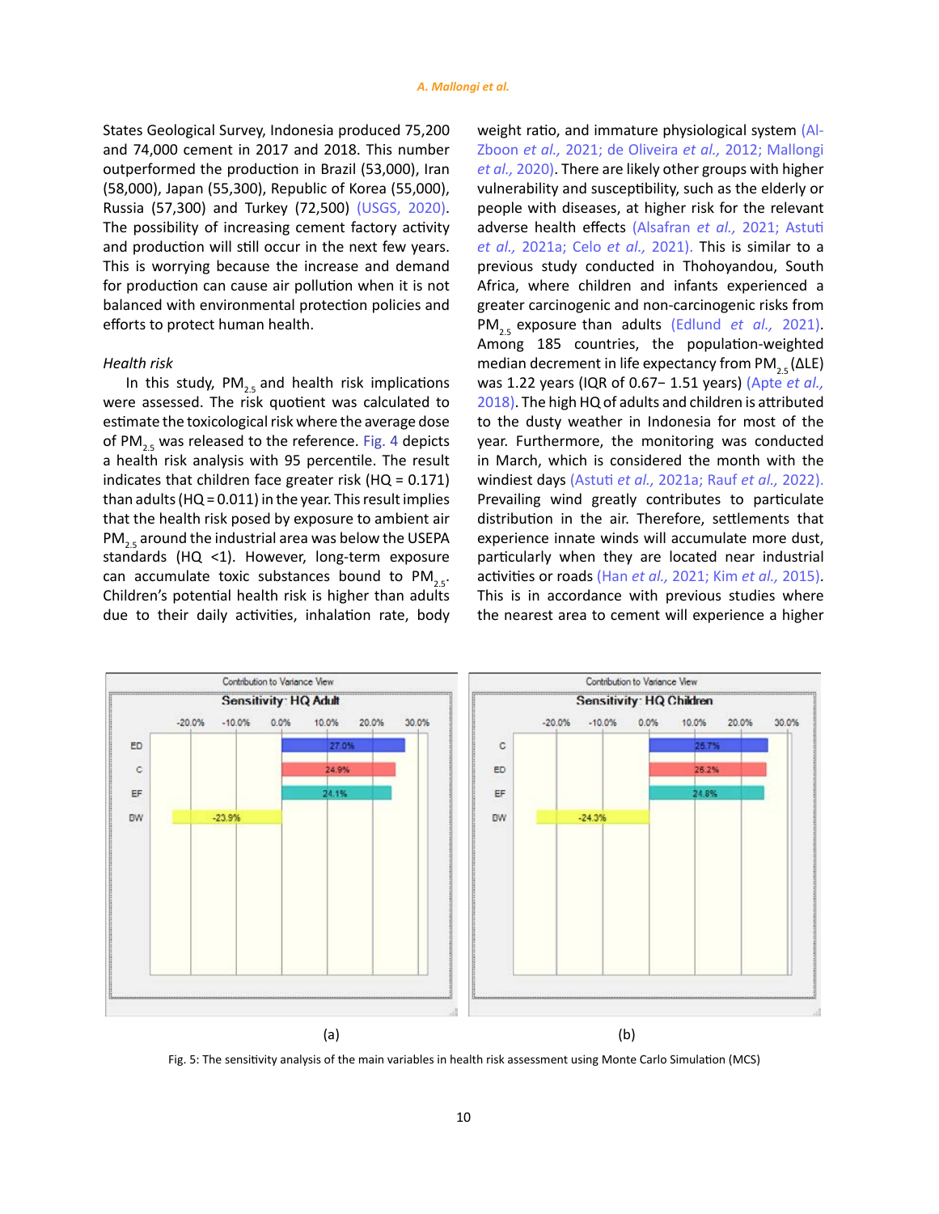States Geological Survey, Indonesia produced 75,200 and 74,000 cement in 2017 and 2018. This number outperformed the production in Brazil (53,000), Iran (58,000), Japan (55,300), Republic of Korea (55,000), Russia (57,300) and Turkey (72,500) (USGS, 2020). The possibility of increasing cement factory activity and production will still occur in the next few years. This is worrying because the increase and demand for production can cause air pollution when it is not balanced with environmental protection policies and efforts to protect human health.

### *Health risk*

In this study, $PM_{2.5}$ and health risk implications were assessed. The risk quotient was calculated to estimate the toxicological risk where the average dose of $PM_{2.5}$ was released to the reference. Fig. 4 depicts a health risk analysis with 95 percentile. The result indicates that children face greater risk (HQ = 0.171) than adults (HQ = 0.011) in the year. This result implies that the health risk posed by exposure to ambient air $PM_{2.5}$ around the industrial area was below the USEPA standards (HQ <1). However, long-term exposure can accumulate toxic substances bound to $PM_{2.5}$. Children's potential health risk is higher than adults due to their daily activities, inhalation rate, body weight ratio, and immature physiological system (Al-Zboon *et al.,* 2021; de Oliveira *et al.,* 2012; Mallongi *et al.,* 2020). There are likely other groups with higher vulnerability and susceptibility, such as the elderly or people with diseases, at higher risk for the relevant adverse health effects (Alsafran *et al.,* 2021; Astuti *et al.,* 2021a; Celo *et al.,* 2021). This is similar to a previous study conducted in Thohoyandou, South Africa, where children and infants experienced a greater carcinogenic and non-carcinogenic risks from $PM_{2.5}$ exposure than adults (Edlund *et al.,* 2021). Among 185 countries, the population-weighted median decrement in life expectancy from $PM_{2.5}$ (ΔLE) was 1.22 years (IQR of 0.67− 1.51 years) (Apte *et al.,* 2018). The high HQ of adults and children is attributed to the dusty weather in Indonesia for most of the year. Furthermore, the monitoring was conducted in March, which is considered the month with the windiest days (Astuti *et al.,* 2021a; Rauf *et al.,* 2022). Prevailing wind greatly contributes to particulate distribution in the air. Therefore, settlements that experience innate winds will accumulate more dust, particularly when they are located near industrial activities or roads (Han *et al.,* 2021; Kim *et al.,* 2015). This is in accordance with previous studies where the nearest area to cement will experience a higher

(a) (b)

Fig. 5: The sensitivity analysis of the main variables in health risk assessment using Monte Carlo Simulation (MCS)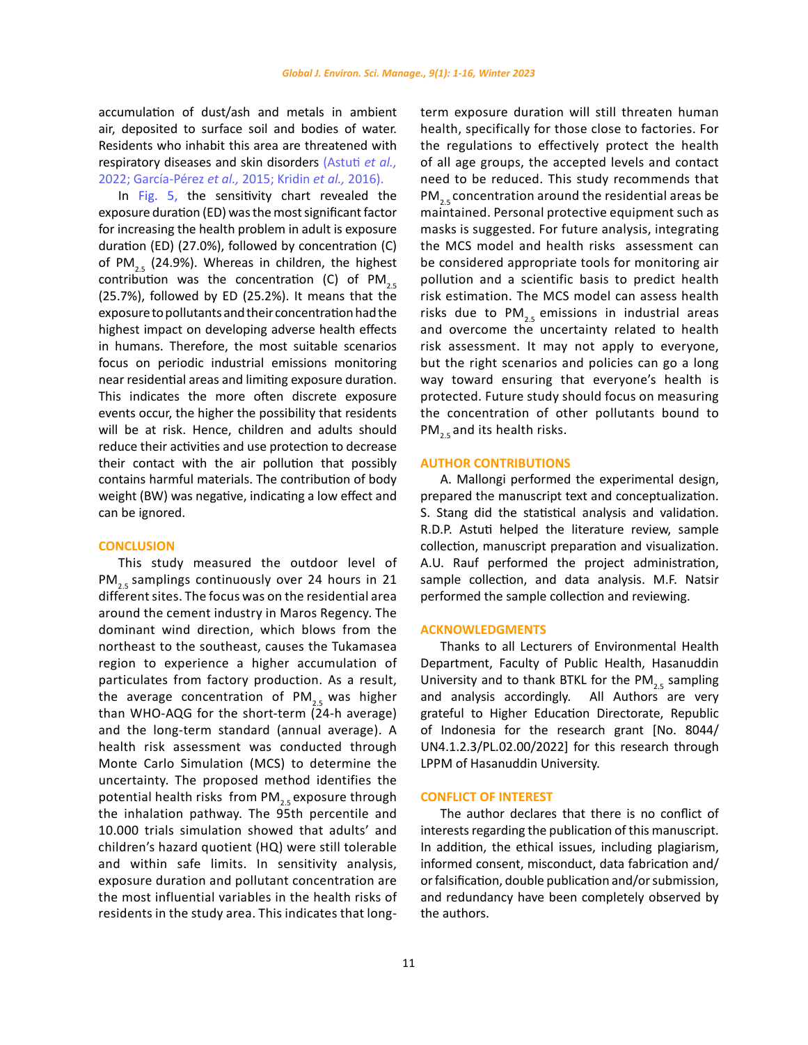accumulation of dust/ash and metals in ambient air, deposited to surface soil and bodies of water. Residents who inhabit this area are threatened with respiratory diseases and skin disorders (Astuti *et al.,* 2022; García-Pérez *et al.,* 2015; Kridin *et al.,* 2016).

In Fig. 5, the sensitivity chart revealed the exposure duration (ED) was the most significant factor for increasing the health problem in adult is exposure duration (ED) (27.0%), followed by concentration (C) of $PM_{2.5}$ (24.9%). Whereas in children, the highest contribution was the concentration (C) of $PM_{2.5}$ (25.7%), followed by ED (25.2%). It means that the exposure to pollutants and their concentration had the highest impact on developing adverse health effects in humans. Therefore, the most suitable scenarios focus on periodic industrial emissions monitoring near residential areas and limiting exposure duration. This indicates the more often discrete exposure events occur, the higher the possibility that residents will be at risk. Hence, children and adults should reduce their activities and use protection to decrease their contact with the air pollution that possibly contains harmful materials. The contribution of body weight (BW) was negative, indicating a low effect and can be ignored.

## CONCLUSION

This study measured the outdoor level of $PM_{2.5}$ samplings continuously over 24 hours in 21 different sites. The focus was on the residential area around the cement industry in Maros Regency. The dominant wind direction, which blows from the northeast to the southeast, causes the Tukamasea region to experience a higher accumulation of particulates from factory production. As a result, the average concentration of $PM_{2.5}$ was higher than WHO-AQG for the short-term (24-h average) and the long-term standard (annual average). A health risk assessment was conducted through Monte Carlo Simulation (MCS) to determine the uncertainty. The proposed method identifies the potential health risks from $PM_{2.5}$ exposure through the inhalation pathway. The 95th percentile and 10.000 trials simulation showed that adults' and children's hazard quotient (HQ) were still tolerable and within safe limits. In sensitivity analysis, exposure duration and pollutant concentration are the most influential variables in the health risks of residents in the study area. This indicates that long-term exposure duration will still threaten human health, specifically for those close to factories. For the regulations to effectively protect the health of all age groups, the accepted levels and contact need to be reduced. This study recommends that $PM_{2.5}$ concentration around the residential areas be maintained. Personal protective equipment such as masks is suggested. For future analysis, integrating the MCS model and health risks assessment can be considered appropriate tools for monitoring air pollution and a scientific basis to predict health risk estimation. The MCS model can assess health risks due to $PM_{2.5}$ emissions in industrial areas and overcome the uncertainty related to health risk assessment. It may not apply to everyone, but the right scenarios and policies can go a long way toward ensuring that everyone's health is protected. Future study should focus on measuring the concentration of other pollutants bound to $PM_{2.5}$ and its health risks.

## AUTHOR CONTRIBUTIONS

A. Mallongi performed the experimental design, prepared the manuscript text and conceptualization. S. Stang did the statistical analysis and validation. R.D.P. Astuti helped the literature review, sample collection, manuscript preparation and visualization. A.U. Rauf performed the project administration, sample collection, and data analysis. M.F. Natsir performed the sample collection and reviewing.

## ACKNOWLEDGMENTS

Thanks to all Lecturers of Environmental Health Department, Faculty of Public Health, Hasanuddin University and to thank BTKL for the $PM_{2.5}$ sampling and analysis accordingly. All Authors are very grateful to Higher Education Directorate, Republic of Indonesia for the research grant [No. 8044/UN4.1.2.3/PL.02.00/2022] for this research through LPPM of Hasanuddin University.

## CONFLICT OF INTEREST

The author declares that there is no conflict of interests regarding the publication of this manuscript. In addition, the ethical issues, including plagiarism, informed consent, misconduct, data fabrication and/or falsification, double publication and/or submission, and redundancy have been completely observed by the authors.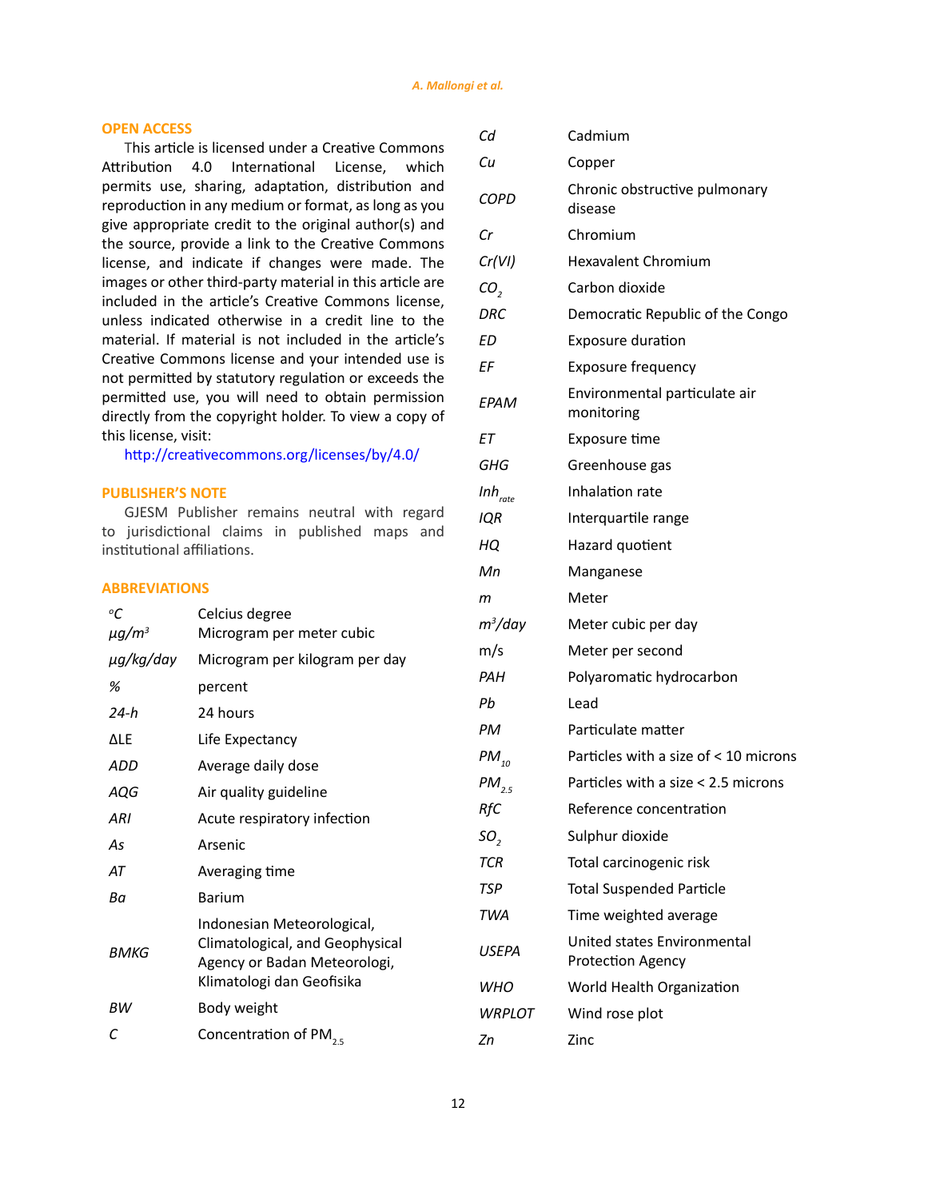## OPEN ACCESS

This article is licensed under a Creative Commons Attribution 4.0 International License, which permits use, sharing, adaptation, distribution and reproduction in any medium or format, as long as you give appropriate credit to the original author(s) and the source, provide a link to the Creative Commons license, and indicate if changes were made. The images or other third-party material in this article are included in the article's Creative Commons license, unless indicated otherwise in a credit line to the material. If material is not included in the article's Creative Commons license and your intended use is not permitted by statutory regulation or exceeds the permitted use, you will need to obtain permission directly from the copyright holder. To view a copy of this license, visit:
http://creativecommons.org/licenses/by/4.0/

## PUBLISHER'S NOTE

GJESM Publisher remains neutral with regard to jurisdictional claims in published maps and institutional affiliations.

## ABBREVIATIONS

| | |
|---|---|
| *°C* | Celcius degree |
| *μg/m³* | Microgram per meter cubic |
| *μg/kg/day* | Microgram per kilogram per day |
| *%* | percent |
| *24-h* | 24 hours |
| ΔLE | Life Expectancy |
| *ADD* | Average daily dose |
| *AQG* | Air quality guideline |
| *ARI* | Acute respiratory infection |
| *As* | Arsenic |
| *AT* | Averaging time |
| *Ba* | Barium |
| *BMKG* | Indonesian Meteorological, Climatological, and Geophysical Agency or Badan Meteorologi, Klimatologi dan Geofisika |
| *BW* | Body weight |
| *C* | Concentration of $PM_{2.5}$ |
| *Cd* | Cadmium |
| *Cu* | Copper |
| *COPD* | Chronic obstructive pulmonary disease |
| *Cr* | Chromium |
| *Cr(VI)* | Hexavalent Chromium |
| $CO_2$ | Carbon dioxide |
| *DRC* | Democratic Republic of the Congo |
| *ED* | Exposure duration |
| *EF* | Exposure frequency |
| *EPAM* | Environmental particulate air monitoring |
| *ET* | Exposure time |
| *GHG* | Greenhouse gas |
| $Inh_{rate}$ | Inhalation rate |
| *IQR* | Interquartile range |
| *HQ* | Hazard quotient |
| *Mn* | Manganese |
| *m* | Meter |
| $m^3$/day | Meter cubic per day |
| m/s | Meter per second |
| *PAH* | Polyaromatic hydrocarbon |
| *Pb* | Lead |
| *PM* | Particulate matter |
| $PM_{10}$ | Particles with a size of < 10 microns |
| $PM_{2.5}$ | Particles with a size < 2.5 microns |
| *RfC* | Reference concentration |
| $SO_2$ | Sulphur dioxide |
| *TCR* | Total carcinogenic risk |
| *TSP* | Total Suspended Particle |
| *TWA* | Time weighted average |
| *USEPA* | United states Environmental Protection Agency |
| *WHO* | World Health Organization |
| *WRPLOT* | Wind rose plot |
| *Zn* | Zinc |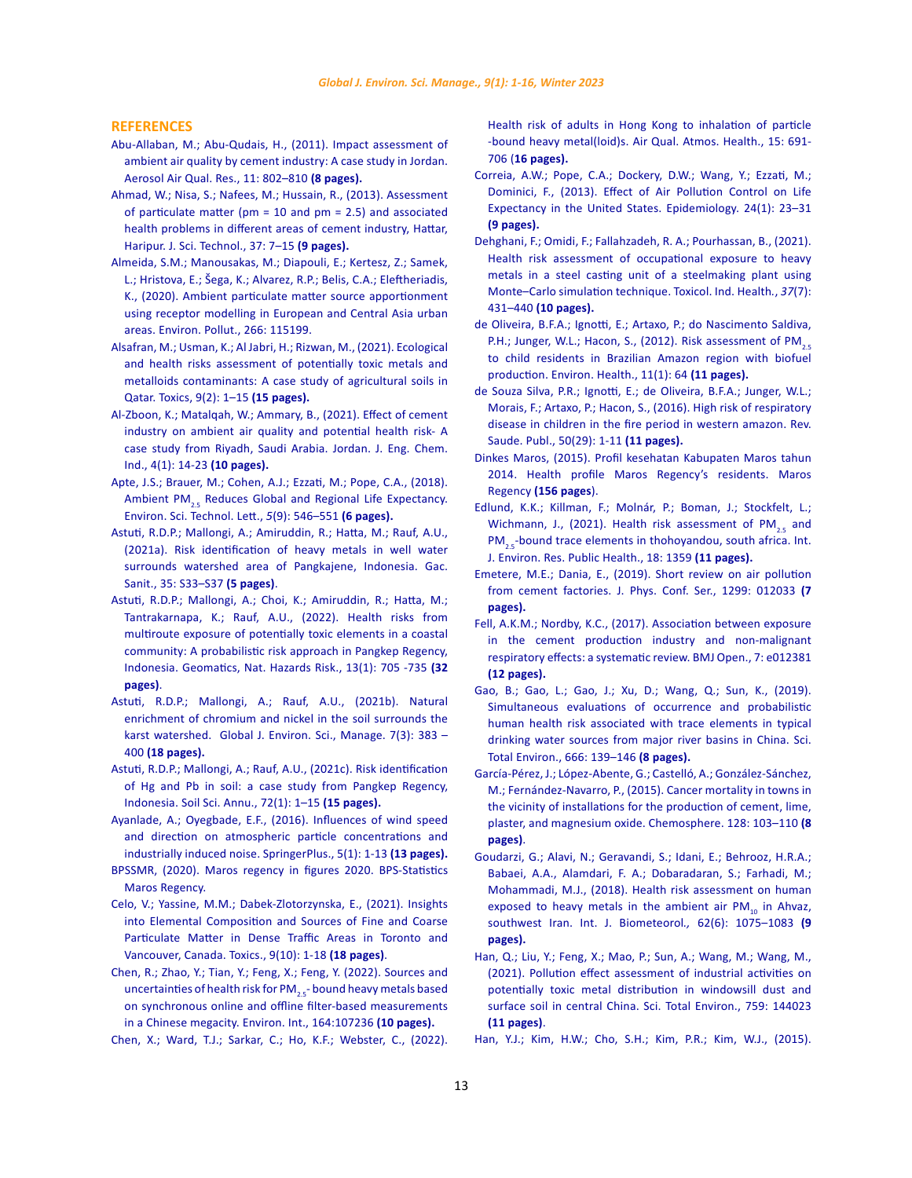## REFERENCES

Abu-Allaban, M.; Abu-Qudais, H., (2011). Impact assessment of ambient air quality by cement industry: A case study in Jordan. Aerosol Air Qual. Res., 11: 802–810 **(8 pages).**

Ahmad, W.; Nisa, S.; Nafees, M.; Hussain, R., (2013). Assessment of particulate matter (pm = 10 and pm = 2.5) and associated health problems in different areas of cement industry, Hattar, Haripur. J. Sci. Technol., 37: 7–15 **(9 pages).**

Almeida, S.M.; Manousakas, M.; Diapouli, E.; Kertesz, Z.; Samek, L.; Hristova, E.; Šega, K.; Alvarez, R.P.; Belis, C.A.; Eleftheriadis, K., (2020). Ambient particulate matter source apportionment using receptor modelling in European and Central Asia urban areas. Environ. Pollut., 266: 115199.

Alsafran, M.; Usman, K.; Al Jabri, H.; Rizwan, M., (2021). Ecological and health risks assessment of potentially toxic metals and metalloids contaminants: A case study of agricultural soils in Qatar. Toxics, 9(2): 1–15 **(15 pages).**

Al-Zboon, K.; Matalqah, W.; Ammary, B., (2021). Effect of cement industry on ambient air quality and potential health risk- A case study from Riyadh, Saudi Arabia. Jordan. J. Eng. Chem. Ind., 4(1): 14-23 **(10 pages).**

Apte, J.S.; Brauer, M.; Cohen, A.J.; Ezzati, M.; Pope, C.A., (2018). Ambient $PM_{2.5}$ Reduces Global and Regional Life Expectancy. Environ. Sci. Technol. Lett., *5*(9): 546–551 **(6 pages).**

Astuti, R.D.P.; Mallongi, A.; Amiruddin, R.; Hatta, M.; Rauf, A.U., (2021a). Risk identification of heavy metals in well water surrounds watershed area of Pangkajene, Indonesia. Gac. Sanit., 35: S33–S37 **(5 pages)**.

Astuti, R.D.P.; Mallongi, A.; Choi, K.; Amiruddin, R.; Hatta, M.; Tantrakarnapa, K.; Rauf, A.U., (2022). Health risks from multiroute exposure of potentially toxic elements in a coastal community: A probabilistic risk approach in Pangkep Regency, Indonesia. Geomatics, Nat. Hazards Risk., 13(1): 705 -735 **(32 pages)**.

Astuti, R.D.P.; Mallongi, A.; Rauf, A.U., (2021b). Natural enrichment of chromium and nickel in the soil surrounds the karst watershed. Global J. Environ. Sci., Manage. 7(3): 383 – 400 **(18 pages).**

Astuti, R.D.P.; Mallongi, A.; Rauf, A.U., (2021c). Risk identification of Hg and Pb in soil: a case study from Pangkep Regency, Indonesia. Soil Sci. Annu., 72(1): 1–15 **(15 pages).**

Ayanlade, A.; Oyegbade, E.F., (2016). Influences of wind speed and direction on atmospheric particle concentrations and industrially induced noise. SpringerPlus., 5(1): 1-13 **(13 pages).**

BPSSMR, (2020). Maros regency in figures 2020. BPS-Statistics Maros Regency.

Celo, V.; Yassine, M.M.; Dabek-Zlotorzynska, E., (2021). Insights into Elemental Composition and Sources of Fine and Coarse Particulate Matter in Dense Traffic Areas in Toronto and Vancouver, Canada. Toxics., 9(10): 1-18 **(18 pages)**.

Chen, R.; Zhao, Y.; Tian, Y.; Feng, X.; Feng, Y. (2022). Sources and uncertainties of health risk for $PM_{2.5}$- bound heavy metals based on synchronous online and offline filter-based measurements in a Chinese megacity. Environ. Int., 164:107236 **(10 pages).**

Chen, X.; Ward, T.J.; Sarkar, C.; Ho, K.F.; Webster, C., (2022). Health risk of adults in Hong Kong to inhalation of particle -bound heavy metal(loid)s. Air Qual. Atmos. Health., 15: 691-706 **(16 pages).**

Correia, A.W.; Pope, C.A.; Dockery, D.W.; Wang, Y.; Ezzati, M.; Dominici, F., (2013). Effect of Air Pollution Control on Life Expectancy in the United States. Epidemiology. 24(1): 23–31 **(9 pages).**

Dehghani, F.; Omidi, F.; Fallahzadeh, R. A.; Pourhassan, B., (2021). Health risk assessment of occupational exposure to heavy metals in a steel casting unit of a steelmaking plant using Monte–Carlo simulation technique. Toxicol. Ind. Health., *37*(7): 431–440 **(10 pages).**

de Oliveira, B.F.A.; Ignotti, E.; Artaxo, P.; do Nascimento Saldiva, P.H.; Junger, W.L.; Hacon, S., (2012). Risk assessment of $PM_{2.5}$ to child residents in Brazilian Amazon region with biofuel production. Environ. Health., 11(1): 64 **(11 pages).**

de Souza Silva, P.R.; Ignotti, E.; de Oliveira, B.F.A.; Junger, W.L.; Morais, F.; Artaxo, P.; Hacon, S., (2016). High risk of respiratory disease in children in the fire period in western amazon. Rev. Saude. Publ., 50(29): 1-11 **(11 pages).**

Dinkes Maros, (2015). Profil kesehatan Kabupaten Maros tahun 2014. Health profile Maros Regency's residents. Maros Regency **(156 pages)**.

Edlund, K.K.; Killman, F.; Molnár, P.; Boman, J.; Stockfelt, L.; Wichmann, J., (2021). Health risk assessment of $PM_{2.5}$ and $PM_{2.5}$-bound trace elements in thohoyandou, south africa. Int. J. Environ. Res. Public Health., 18: 1359 **(11 pages).**

Emetere, M.E.; Dania, E., (2019). Short review on air pollution from cement factories. J. Phys. Conf. Ser., 1299: 012033 **(7 pages).**

Fell, A.K.M.; Nordby, K.C., (2017). Association between exposure in the cement production industry and non-malignant respiratory effects: a systematic review. BMJ Open., 7: e012381 **(12 pages).**

Gao, B.; Gao, L.; Gao, J.; Xu, D.; Wang, Q.; Sun, K., (2019). Simultaneous evaluations of occurrence and probabilistic human health risk associated with trace elements in typical drinking water sources from major river basins in China. Sci. Total Environ., 666: 139–146 **(8 pages).**

García-Pérez, J.; López-Abente, G.; Castelló, A.; González-Sánchez, M.; Fernández-Navarro, P., (2015). Cancer mortality in towns in the vicinity of installations for the production of cement, lime, plaster, and magnesium oxide. Chemosphere. 128: 103–110 **(8 pages)**.

Goudarzi, G.; Alavi, N.; Geravandi, S.; Idani, E.; Behrooz, H.R.A.; Babaei, A.A., Alamdari, F. A.; Dobaradaran, S.; Farhadi, M.; Mohammadi, M.J., (2018). Health risk assessment on human exposed to heavy metals in the ambient air $PM_{10}$ in Ahvaz, southwest Iran. Int. J. Biometeorol*.,* 62(6): 1075–1083 **(9 pages).**

Han, Q.; Liu, Y.; Feng, X.; Mao, P.; Sun, A.; Wang, M.; Wang, M., (2021). Pollution effect assessment of industrial activities on potentially toxic metal distribution in windowsill dust and surface soil in central China. Sci. Total Environ., 759: 144023 **(11 pages)**.

Han, Y.J.; Kim, H.W.; Cho, S.H.; Kim, P.R.; Kim, W.J., (2015).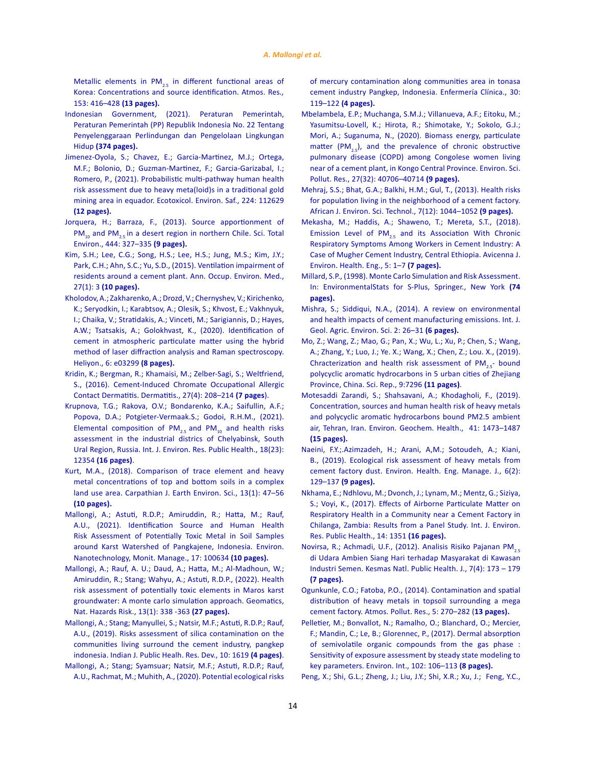Metallic elements in $PM_{2.5}$ in different functional areas of Korea: Concentrations and source identification. Atmos. Res., 153: 416–428 **(13 pages).**

Indonesian Government, (2021). Peraturan Pemerintah, Peraturan Pemerintah (PP) Republik Indonesia No. 22 Tentang Penyelenggaraan Perlindungan dan Pengelolaan Lingkungan Hidup **(374 pages).**

Jimenez-Oyola, S.; Chavez, E.; Garcia-Martinez, M.J.; Ortega, M.F.; Bolonio, D.; Guzman-Martinez, F.; Garcia-Garizabal, I.; Romero, P., (2021). Probabilistic multi-pathway human health risk assessment due to heavy meta(loid)s in a traditional gold mining area in equador. Ecotoxicol. Environ. Saf., 224: 112629 **(12 pages).**

Jorquera, H.; Barraza, F., (2013). Source apportionment of $PM_{10}$ and $PM_{2.5}$ in a desert region in northern Chile. Sci. Total Environ., 444: 327–335 **(9 pages).**

Kim, S.H.; Lee, C.G.; Song, H.S.; Lee, H.S.; Jung, M.S.; Kim, J.Y.; Park, C.H.; Ahn, S.C.; Yu, S.D., (2015). Ventilation impairment of residents around a cement plant. Ann. Occup. Environ. Med., 27(1): 3 **(10 pages).**

Kholodov, A.; Zakharenko, A.; Drozd, V.; Chernyshev, V.; Kirichenko, K.; Seryodkin, I.; Karabtsov, A.; Olesik, S.; Khvost, E.; Vakhnyuk, I.; Chaika, V.; Stratidakis, A.; Vinceti, M.; Sarigiannis, D.; Hayes, A.W.; Tsatsakis, A.; Golokhvast, K., (2020). Identification of cement in atmospheric particulate matter using the hybrid method of laser diffraction analysis and Raman spectroscopy. Heliyon., 6: e03299 **(8 pages).**

Kridin, K.; Bergman, R.; Khamaisi, M.; Zelber-Sagi, S.; Weltfriend, S., (2016). Cement-Induced Chromate Occupational Allergic Contact Dermatitis. Dermatitis., 27(4): 208–214 **(7 pages)**.

Krupnova, T.G.; Rakova, O.V.; Bondarenko, K.A.; Saifullin, A.F.; Popova, D.A.; Potgieter-Vermaak.S.; Godoi, R.H.M., (2021). Elemental composition of $PM_{2.5}$ and $PM_{10}$ and health risks assessment in the industrial districts of Chelyabinsk, South Ural Region, Russia. Int. J. Environ. Res. Public Health., 18(23): 12354 **(16 pages)**.

Kurt, M.A., (2018). Comparison of trace element and heavy metal concentrations of top and bottom soils in a complex land use area. Carpathian J. Earth Environ. Sci., 13(1): 47–56 **(10 pages).**

Mallongi, A.; Astuti, R.D.P.; Amiruddin, R.; Hatta, M.; Rauf, A.U., (2021). Identification Source and Human Health Risk Assessment of Potentially Toxic Metal in Soil Samples around Karst Watershed of Pangkajene, Indonesia. Environ. Nanotechnology, Monit. Manage., 17: 100634 **(10 pages).**

Mallongi, A.; Rauf, A. U.; Daud, A.; Hatta, M.; Al-Madhoun, W.; Amiruddin, R.; Stang; Wahyu, A.; Astuti, R.D.P., (2022). Health risk assessment of potentially toxic elements in Maros karst groundwater: A monte carlo simulation approach. Geomatics, Nat. Hazards Risk., 13(1): 338 -363 **(27 pages).**

Mallongi, A.; Stang; Manyullei, S.; Natsir, M.F.; Astuti, R.D.P.; Rauf, A.U., (2019). Risks assessment of silica contamination on the communities living surround the cement industry, pangkep indonesia. Indian J. Public Healh. Res. Dev., 10: 1619 **(4 pages)**.

Mallongi, A.; Stang; Syamsuar; Natsir, M.F.; Astuti, R.D.P.; Rauf, A.U., Rachmat, M.; Muhith, A., (2020). Potential ecological risks of mercury contamination along communities area in tonasa cement industry Pangkep, Indonesia. Enfermería Clínica., 30: 119–122 **(4 pages).**

Mbelambela, E.P.; Muchanga, S.M.J.; Villanueva, A.F.; Eitoku, M.; Yasumitsu-Lovell, K.; Hirota, R.; Shimotake, Y.; Sokolo, G.J.; Mori, A.; Suganuma, N., (2020). Biomass energy, particulate matter ($PM_{2.5}$), and the prevalence of chronic obstructive pulmonary disease (COPD) among Congolese women living near of a cement plant, in Kongo Central Province. Environ. Sci. Pollut. Res., 27(32): 40706–40714 **(9 pages).**

Mehraj, S.S.; Bhat, G.A.; Balkhi, H.M.; Gul, T., (2013). Health risks for population living in the neighborhood of a cement factory. African J. Environ. Sci. Technol., 7(12): 1044–1052 **(9 pages).**

Mekasha, M.; Haddis, A.; Shaweno, T.; Mereta, S.T., (2018). Emission Level of $PM_{2.5}$ and its Association With Chronic Respiratory Symptoms Among Workers in Cement Industry: A Case of Mugher Cement Industry, Central Ethiopia. Avicenna J. Environ. Health. Eng., 5: 1–7 **(7 pages).**

Millard, S.P., (1998). Monte Carlo Simulation and Risk Assessment. In: EnvironmentalStats for S-Plus, Springer., New York **(74 pages).**

Mishra, S.; Siddiqui, N.A., (2014). A review on environmental and health impacts of cement manufacturing emissions. Int. J. Geol. Agric. Environ. Sci. 2: 26–31 **(6 pages).**

Mo, Z.; Wang, Z.; Mao, G.; Pan, X.; Wu, L.; Xu, P.; Chen, S.; Wang, A.; Zhang, Y.; Luo, J.; Ye. X.; Wang, X.; Chen, Z.; Lou. X., (2019). Chracterization and health risk assessment of $PM_{2.5}$- bound polycyclic aromatic hydrocarbons in 5 urban cities of Zhejiang Province, China. Sci. Rep., 9:7296 **(11 pages)**.

Motesaddi Zarandi, S.; Shahsavani, A.; Khodagholi, F., (2019). Concentration, sources and human health risk of heavy metals and polycyclic aromatic hydrocarbons bound PM2.5 ambient air, Tehran, Iran. Environ. Geochem. Health., 41: 1473–1487 **(15 pages).**

Naeini, F.Y.;.Azimzadeh, H.; Arani, A,M.; Sotoudeh, A.; Kiani, B., (2019). Ecological risk assessment of heavy metals from cement factory dust. Environ. Health. Eng. Manage. J., 6(2): 129–137 **(9 pages).**

Nkhama, E.; Ndhlovu, M.; Dvonch, J.; Lynam, M.; Mentz, G.; Siziya, S.; Voyi, K., (2017). Effects of Airborne Particulate Matter on Respiratory Health in a Community near a Cement Factory in Chilanga, Zambia: Results from a Panel Study. Int. J. Environ. Res. Public Health., 14: 1351 **(16 pages).**

Novirsa, R.; Achmadi, U.F., (2012). Analisis Risiko Pajanan $PM_{2.5}$ di Udara Ambien Siang Hari terhadap Masyarakat di Kawasan Industri Semen. Kesmas Natl. Public Health. J., 7(4): 173 – 179 **(7 pages).**

Ogunkunle, C.O.; Fatoba, P.O., (2014). Contamination and spatial distribution of heavy metals in topsoil surrounding a mega cement factory. Atmos. Pollut. Res., 5: 270–282 (**13 pages).**

Pelletier, M.; Bonvallot, N.; Ramalho, O.; Blanchard, O.; Mercier, F.; Mandin, C.; Le, B.; Glorennec, P., (2017). Dermal absorption of semivolatile organic compounds from the gas phase : Sensitivity of exposure assessment by steady state modeling to key parameters. Environ. Int., 102: 106–113 **(8 pages).**

Peng, X.; Shi, G.L.; Zheng, J.; Liu, J.Y.; Shi, X.R.; Xu, J.; Feng, Y.C.,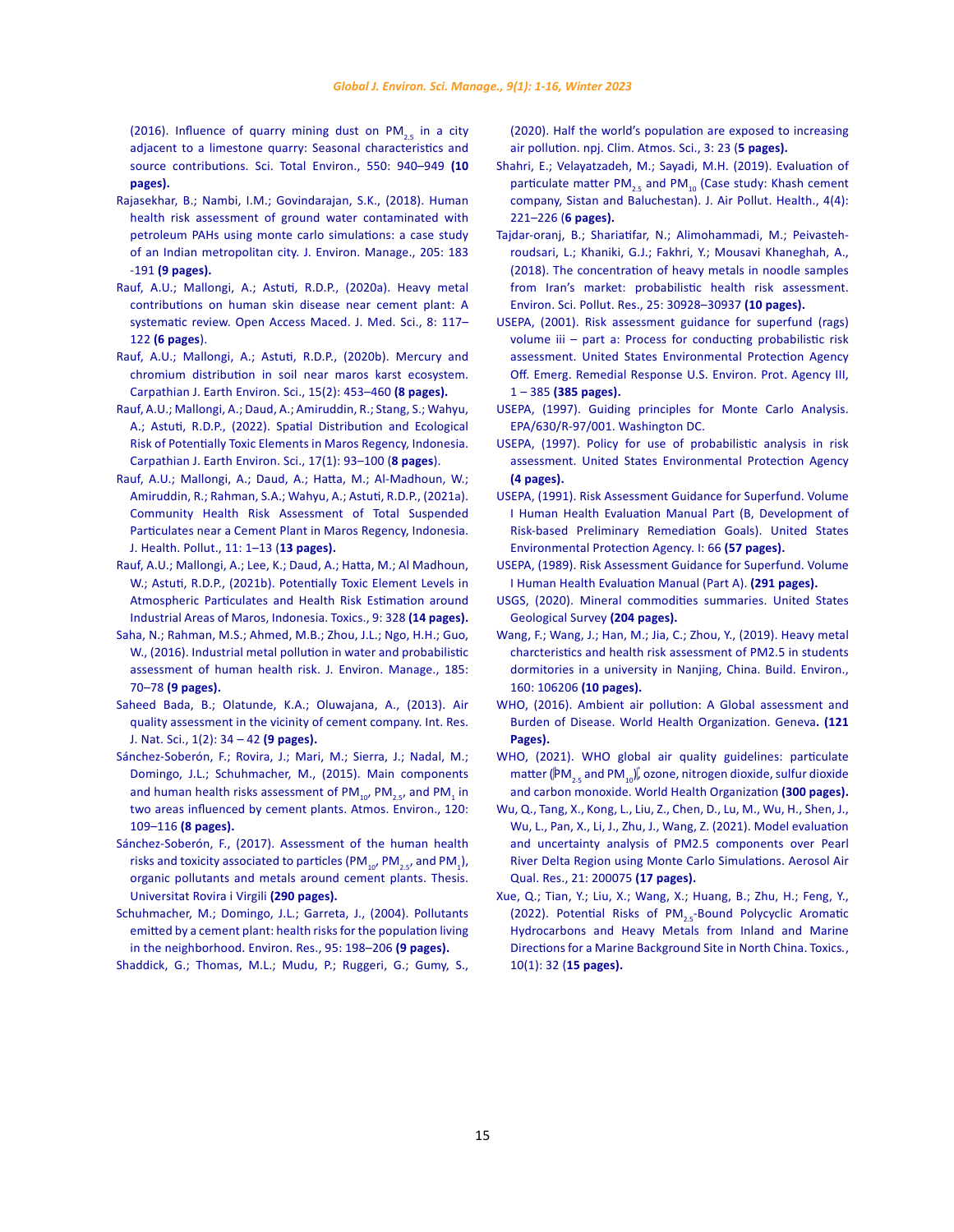(2016). Influence of quarry mining dust on $PM_{2.5}$ in a city adjacent to a limestone quarry: Seasonal characteristics and source contributions. Sci. Total Environ., 550: 940–949 **(10 pages).**

Rajasekhar, B.; Nambi, I.M.; Govindarajan, S.K., (2018). Human health risk assessment of ground water contaminated with petroleum PAHs using monte carlo simulations: a case study of an Indian metropolitan city. J. Environ. Manage., 205: 183 -191 **(9 pages).**

Rauf, A.U.; Mallongi, A.; Astuti, R.D.P., (2020a). Heavy metal contributions on human skin disease near cement plant: A systematic review. Open Access Maced. J. Med. Sci., 8: 117–122 **(6 pages)**.

Rauf, A.U.; Mallongi, A.; Astuti, R.D.P., (2020b). Mercury and chromium distribution in soil near maros karst ecosystem. Carpathian J. Earth Environ. Sci., 15(2): 453–460 **(8 pages).**

Rauf, A.U.; Mallongi, A.; Daud, A.; Amiruddin, R.; Stang, S.; Wahyu, A.; Astuti, R.D.P., (2022). Spatial Distribution and Ecological Risk of Potentially Toxic Elements in Maros Regency, Indonesia. Carpathian J. Earth Environ. Sci., 17(1): 93–100 (**8 pages**).

Rauf, A.U.; Mallongi, A.; Daud, A.; Hatta, M.; Al-Madhoun, W.; Amiruddin, R.; Rahman, S.A.; Wahyu, A.; Astuti, R.D.P., (2021a). Community Health Risk Assessment of Total Suspended Particulates near a Cement Plant in Maros Regency, Indonesia. J. Health. Pollut., 11: 1–13 **(13 pages).**

Rauf, A.U.; Mallongi, A.; Lee, K.; Daud, A.; Hatta, M.; Al Madhoun, W.; Astuti, R.D.P., (2021b). Potentially Toxic Element Levels in Atmospheric Particulates and Health Risk Estimation around Industrial Areas of Maros, Indonesia. Toxics., 9: 328 **(14 pages).**

Saha, N.; Rahman, M.S.; Ahmed, M.B.; Zhou, J.L.; Ngo, H.H.; Guo, W., (2016). Industrial metal pollution in water and probabilistic assessment of human health risk. J. Environ. Manage., 185: 70–78 **(9 pages).**

Saheed Bada, B.; Olatunde, K.A.; Oluwajana, A., (2013). Air quality assessment in the vicinity of cement company. Int. Res. J. Nat. Sci., 1(2): 34 – 42 **(9 pages).**

Sánchez-Soberón, F.; Rovira, J.; Mari, M.; Sierra, J.; Nadal, M.; Domingo, J.L.; Schuhmacher, M., (2015). Main components and human health risks assessment of $PM_{10}$, $PM_{2.5}$, and $PM_1$ in two areas influenced by cement plants. Atmos. Environ., 120: 109–116 **(8 pages).**

Sánchez-Soberón, F., (2017). Assessment of the human health risks and toxicity associated to particles ($PM_{10}$, $PM_{2.5}$, and $PM_1$), organic pollutants and metals around cement plants. Thesis. Universitat Rovira i Virgili **(290 pages).**

Schuhmacher, M.; Domingo, J.L.; Garreta, J., (2004). Pollutants emitted by a cement plant: health risks for the population living in the neighborhood. Environ. Res., 95: 198–206 **(9 pages).**

Shaddick, G.; Thomas, M.L.; Mudu, P.; Ruggeri, G.; Gumy, S., (2020). Half the world's population are exposed to increasing air pollution. npj. Clim. Atmos. Sci., 3: 23 (**5 pages).**

Shahri, E.; Velayatzadeh, M.; Sayadi, M.H. (2019). Evaluation of particulate matter $PM_{2.5}$ and $PM_{10}$ (Case study: Khash cement company, Sistan and Baluchestan). J. Air Pollut. Health., 4(4): 221–226 (**6 pages).**

Tajdar-oranj, B.; Shariatifar, N.; Alimohammadi, M.; Peivasteh-roudsari, L.; Khaniki, G.J.; Fakhri, Y.; Mousavi Khaneghah, A., (2018). The concentration of heavy metals in noodle samples from Iran's market: probabilistic health risk assessment. Environ. Sci. Pollut. Res., 25: 30928–30937 **(10 pages).**

USEPA, (2001). Risk assessment guidance for superfund (rags) volume iii – part a: Process for conducting probabilistic risk assessment. United States Environmental Protection Agency Off. Emerg. Remedial Response U.S. Environ. Prot. Agency III, 1 – 385 **(385 pages).**

USEPA, (1997). Guiding principles for Monte Carlo Analysis. EPA/630/R-97/001. Washington DC.

USEPA, (1997). Policy for use of probabilistic analysis in risk assessment. United States Environmental Protection Agency **(4 pages).**

USEPA, (1991). Risk Assessment Guidance for Superfund. Volume I Human Health Evaluation Manual Part (B, Development of Risk-based Preliminary Remediation Goals). United States Environmental Protection Agency. I: 66 **(57 pages).**

USEPA, (1989). Risk Assessment Guidance for Superfund. Volume I Human Health Evaluation Manual (Part A). **(291 pages).**

USGS, (2020). Mineral commodities summaries. United States Geological Survey **(204 pages).**

Wang, F.; Wang, J.; Han, M.; Jia, C.; Zhou, Y., (2019). Heavy metal charcteristics and health risk assessment of PM2.5 in students dormitories in a university in Nanjing, China. Build. Environ., 160: 106206 **(10 pages).**

WHO, (2016). Ambient air pollution: A Global assessment and Burden of Disease. World Health Organization. Geneva**. (121 Pages).**

WHO, (2021). WHO global air quality guidelines: particulate matter ($PM_{2.5}$ and $PM_{10}$), ozone, nitrogen dioxide, sulfur dioxide and carbon monoxide. World Health Organization **(300 pages).**

Wu, Q., Tang, X., Kong, L., Liu, Z., Chen, D., Lu, M., Wu, H., Shen, J., Wu, L., Pan, X., Li, J., Zhu, J., Wang, Z. (2021). Model evaluation and uncertainty analysis of PM2.5 components over Pearl River Delta Region using Monte Carlo Simulations. Aerosol Air Qual. Res., 21: 200075 **(17 pages).**

Xue, Q.; Tian, Y.; Liu, X.; Wang, X.; Huang, B.; Zhu, H.; Feng, Y., (2022). Potential Risks of $PM_{2.5}$-Bound Polycyclic Aromatic Hydrocarbons and Heavy Metals from Inland and Marine Directions for a Marine Background Site in North China. Toxics., 10(1): 32 (**15 pages).**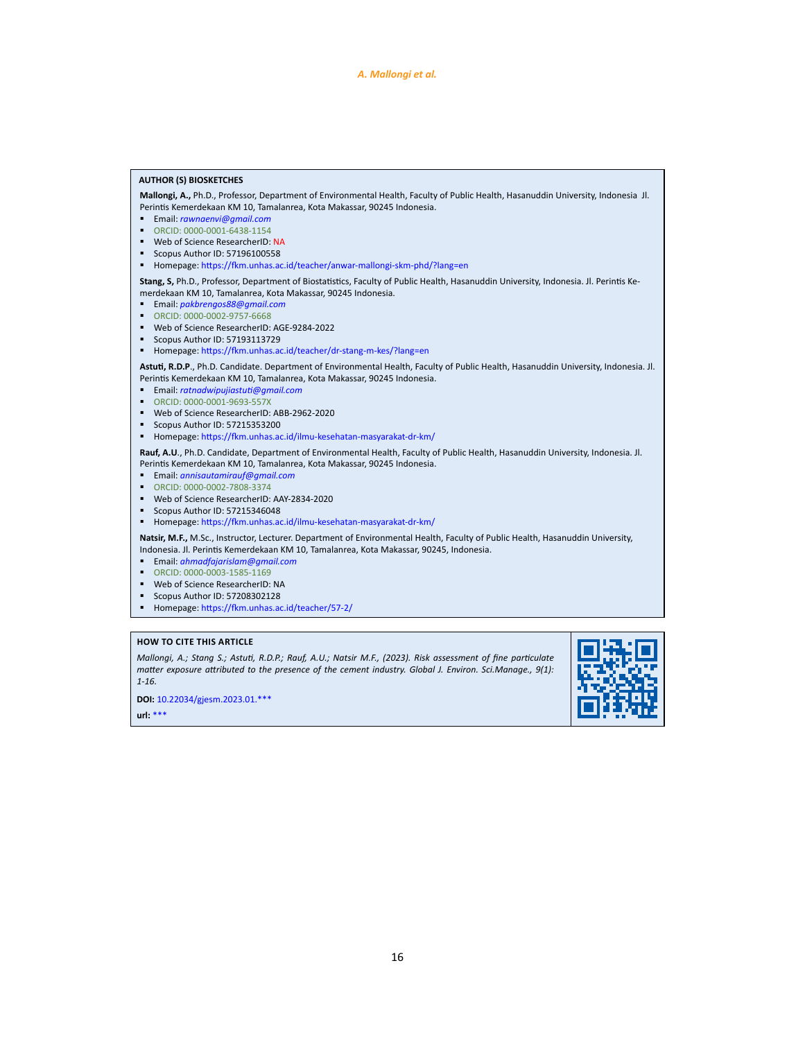## AUTHOR (S) BIOSKETCHES

**Mallongi, A.,** Ph.D., Professor, Department of Environmental Health, Faculty of Public Health, Hasanuddin University, Indonesia Jl. Perintis Kemerdekaan KM 10, Tamalanrea, Kota Makassar, 90245 Indonesia.

- Email: *rawnaenvi@gmail.com*
- ORCID: 0000-0001-6438-1154
- Web of Science ResearcherID: NA
- Scopus Author ID: 57196100558
- Homepage: https://fkm.unhas.ac.id/teacher/anwar-mallongi-skm-phd/?lang=en

**Stang, S,** Ph.D., Professor, Department of Biostatistics, Faculty of Public Health, Hasanuddin University, Indonesia. Jl. Perintis Kemerdekaan KM 10, Tamalanrea, Kota Makassar, 90245 Indonesia.

- Email: *pakbrengos88@gmail.com*
- ORCID: 0000-0002-9757-6668
- Web of Science ResearcherID: AGE-9284-2022
- Scopus Author ID: 57193113729
- Homepage: https://fkm.unhas.ac.id/teacher/dr-stang-m-kes/?lang=en

**Astuti, R.D.P.**, Ph.D. Candidate. Department of Environmental Health, Faculty of Public Health, Hasanuddin University, Indonesia. Jl. Perintis Kemerdekaan KM 10, Tamalanrea, Kota Makassar, 90245 Indonesia.

- Email: *ratnadwipujiastuti@gmail.com*
- ORCID: 0000-0001-9693-557X
- Web of Science ResearcherID: ABB-2962-2020
- Scopus Author ID: 57215353200
- Homepage: https://fkm.unhas.ac.id/ilmu-kesehatan-masyarakat-dr-km/

**Rauf, A.U.**, Ph.D. Candidate, Department of Environmental Health, Faculty of Public Health, Hasanuddin University, Indonesia. Jl. Perintis Kemerdekaan KM 10, Tamalanrea, Kota Makassar, 90245 Indonesia.

- Email: *annisautamirauf@gmail.com*
- ORCID: 0000-0002-7808-3374
- Web of Science ResearcherID: AAY-2834-2020
- Scopus Author ID: 57215346048
- Homepage: https://fkm.unhas.ac.id/ilmu-kesehatan-masyarakat-dr-km/

**Natsir, M.F.,** M.Sc., Instructor, Lecturer. Department of Environmental Health, Faculty of Public Health, Hasanuddin University, Indonesia. Jl. Perintis Kemerdekaan KM 10, Tamalanrea, Kota Makassar, 90245, Indonesia.

- Email: *ahmadfajarislam@gmail.com*
- ORCID: 0000-0003-1585-1169
- Web of Science ResearcherID: NA
- Scopus Author ID: 57208302128
- Homepage: https://fkm.unhas.ac.id/teacher/57-2/

## HOW TO CITE THIS ARTICLE

*Mallongi, A.; Stang S.; Astuti, R.D.P.; Rauf, A.U.; Natsir M.F., (2023). Risk assessment of fine particulate matter exposure attributed to the presence of the cement industry. Global J. Environ. Sci.Manage., 9(1): 1-16.*

**DOI:** 10.22034/gjesm.2023.01.***

**url:** ***